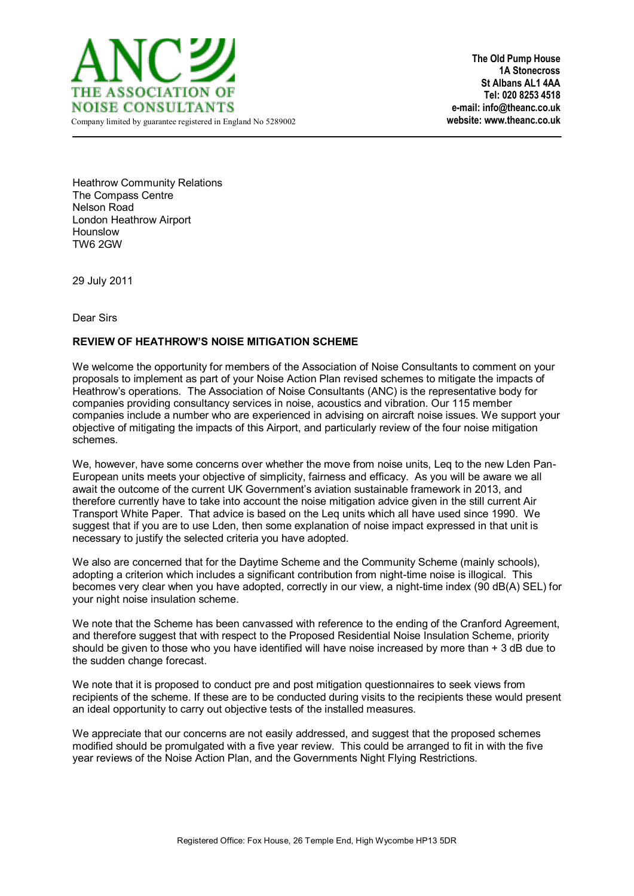# ANC THE ASSOCIATION OF NOISE CONSULTANTS

Company limited by guarantee registered in England No 5289002

**The Old Pump House**
**1A Stonecross**
**St Albans AL1 4AA**
**Tel: 020 8253 4518**
**e-mail: info@theanc.co.uk**
**website: www.theanc.co.uk**

---

Heathrow Community Relations
The Compass Centre
Nelson Road
London Heathrow Airport
Hounslow
TW6 2GW

29 July 2011

Dear Sirs

**REVIEW OF HEATHROW'S NOISE MITIGATION SCHEME**

We welcome the opportunity for members of the Association of Noise Consultants to comment on your proposals to implement as part of your Noise Action Plan revised schemes to mitigate the impacts of Heathrow's operations. The Association of Noise Consultants (ANC) is the representative body for companies providing consultancy services in noise, acoustics and vibration. Our 115 member companies include a number who are experienced in advising on aircraft noise issues. We support your objective of mitigating the impacts of this Airport, and particularly review of the four noise mitigation schemes.

We, however, have some concerns over whether the move from noise units, Leq to the new Lden Pan-European units meets your objective of simplicity, fairness and efficacy. As you will be aware we all await the outcome of the current UK Government's aviation sustainable framework in 2013, and therefore currently have to take into account the noise mitigation advice given in the still current Air Transport White Paper. That advice is based on the Leq units which all have used since 1990. We suggest that if you are to use Lden, then some explanation of noise impact expressed in that unit is necessary to justify the selected criteria you have adopted.

We also are concerned that for the Daytime Scheme and the Community Scheme (mainly schools), adopting a criterion which includes a significant contribution from night-time noise is illogical. This becomes very clear when you have adopted, correctly in our view, a night-time index (90 dB(A) SEL) for your night noise insulation scheme.

We note that the Scheme has been canvassed with reference to the ending of the Cranford Agreement, and therefore suggest that with respect to the Proposed Residential Noise Insulation Scheme, priority should be given to those who you have identified will have noise increased by more than + 3 dB due to the sudden change forecast.

We note that it is proposed to conduct pre and post mitigation questionnaires to seek views from recipients of the scheme. If these are to be conducted during visits to the recipients these would present an ideal opportunity to carry out objective tests of the installed measures.

We appreciate that our concerns are not easily addressed, and suggest that the proposed schemes modified should be promulgated with a five year review. This could be arranged to fit in with the five year reviews of the Noise Action Plan, and the Governments Night Flying Restrictions.

Registered Office: Fox House, 26 Temple End, High Wycombe HP13 5DR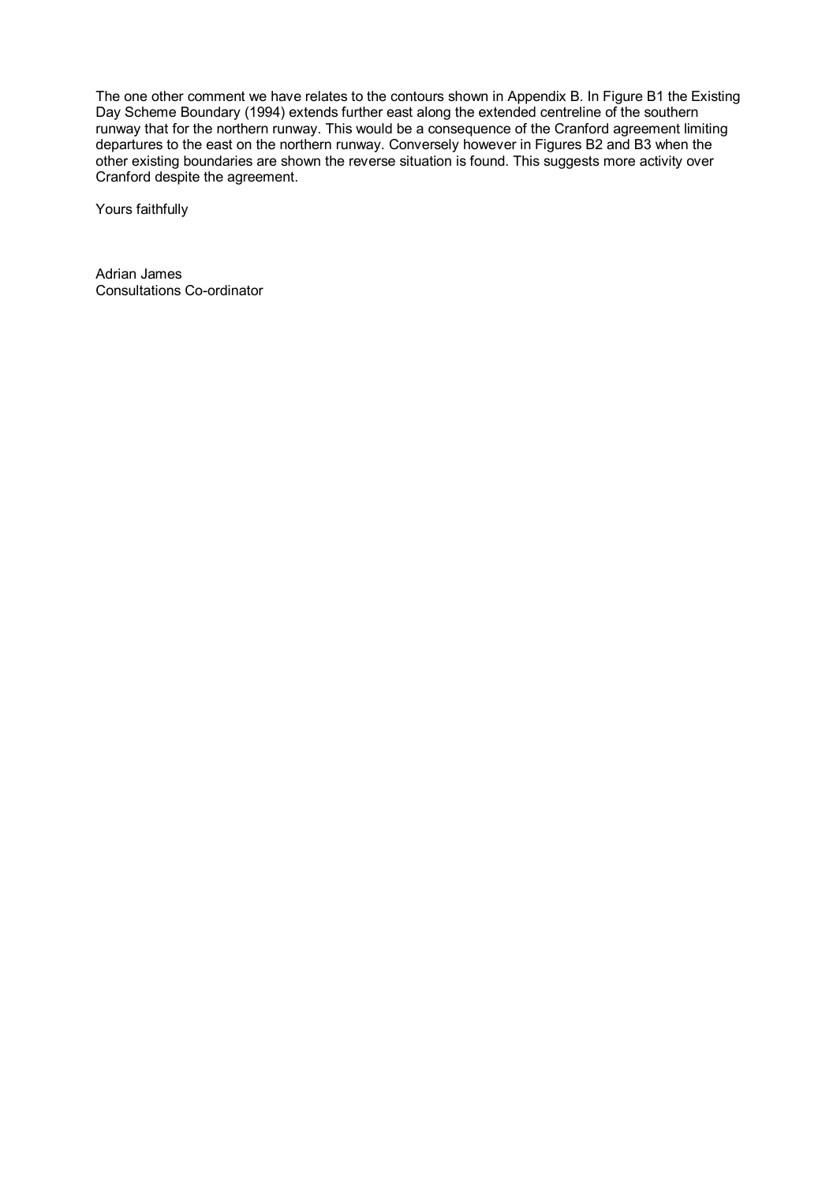The one other comment we have relates to the contours shown in Appendix B. In Figure B1 the Existing Day Scheme Boundary (1994) extends further east along the extended centreline of the southern runway that for the northern runway. This would be a consequence of the Cranford agreement limiting departures to the east on the northern runway. Conversely however in Figures B2 and B3 when the other existing boundaries are shown the reverse situation is found. This suggests more activity over Cranford despite the agreement.

Yours faithfully

Adrian James
Consultations Co-ordinator